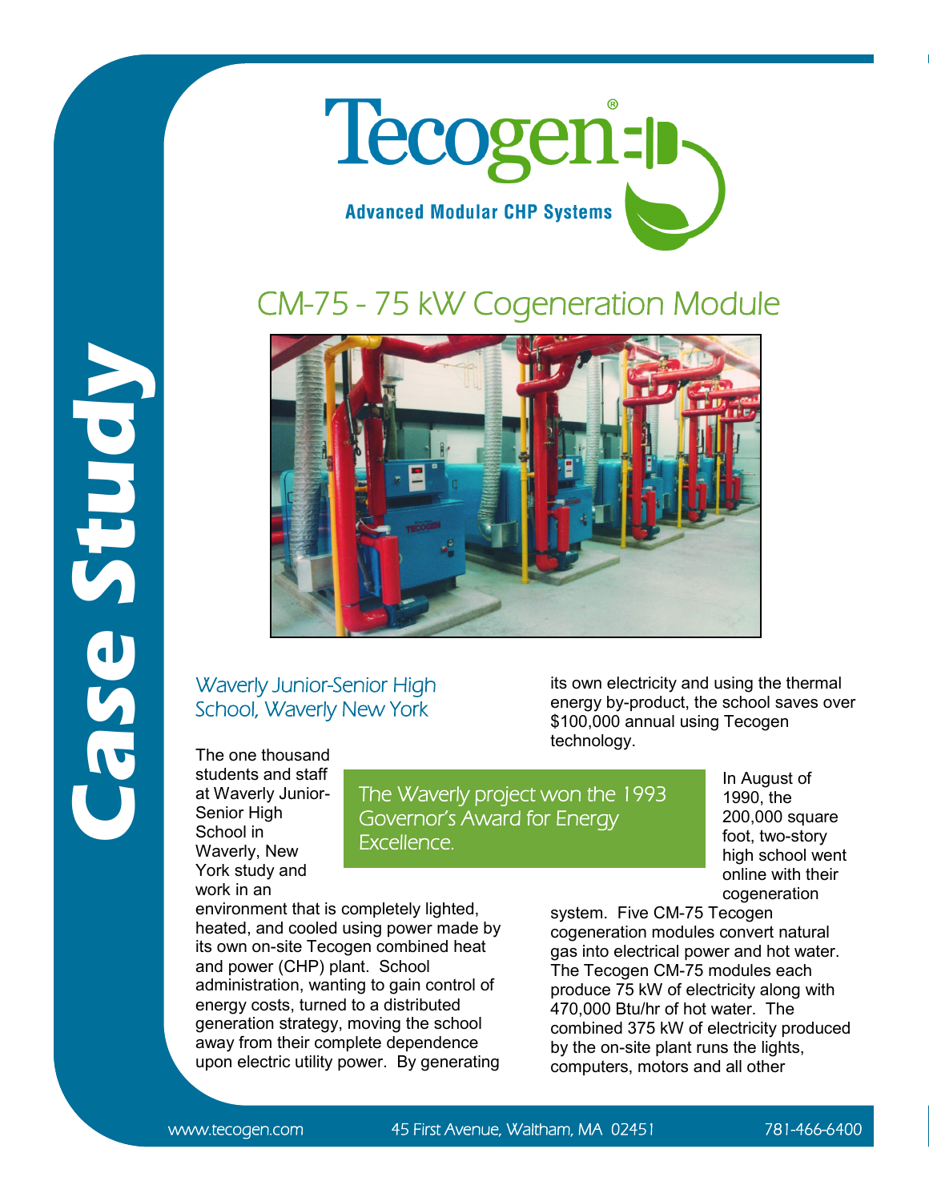# Case Study

**Tecogen®**

**Advanced Modular CHP Systems**

## CM-75 - 75 kW Cogeneration Module

### Waverly Junior-Senior High School, Waverly New York

The one thousand students and staff at Waverly Junior-Senior High School in Waverly, New York study and work in an environment that is completely lighted, heated, and cooled using power made by its own on-site Tecogen combined heat and power (CHP) plant. School administration, wanting to gain control of energy costs, turned to a distributed generation strategy, moving the school away from their complete dependence upon electric utility power. By generating its own electricity and using the thermal energy by-product, the school saves over $100,000 annual using Tecogen technology.

> The Waverly project won the 1993 Governor's Award for Energy Excellence.

In August of 1990, the 200,000 square foot, two-story high school went online with their cogeneration system. Five CM-75 Tecogen cogeneration modules convert natural gas into electrical power and hot water. The Tecogen CM-75 modules each produce 75 kW of electricity along with 470,000 Btu/hr of hot water. The combined 375 kW of electricity produced by the on-site plant runs the lights, computers, motors and all other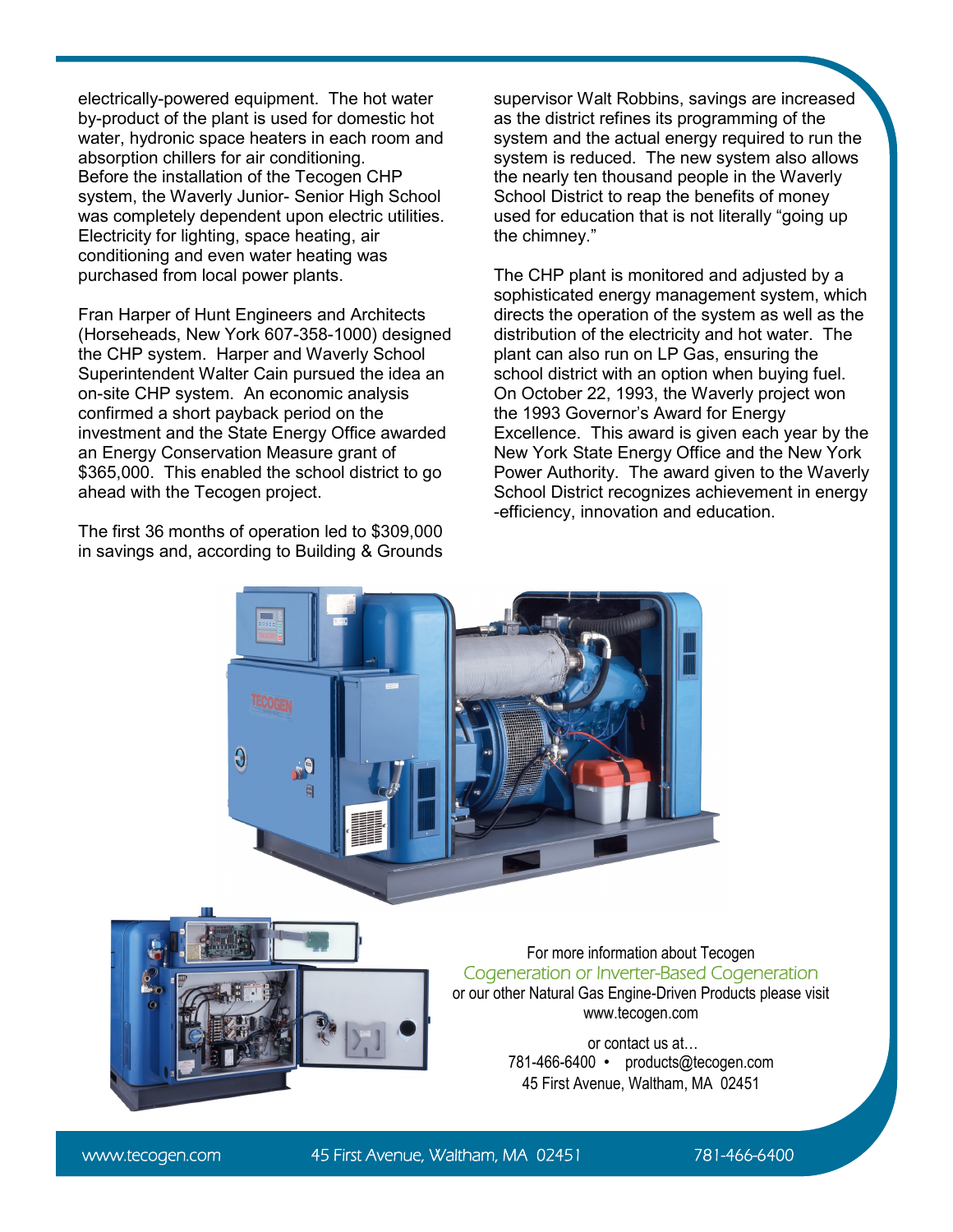electrically-powered equipment. The hot water by-product of the plant is used for domestic hot water, hydronic space heaters in each room and absorption chillers for air conditioning.
Before the installation of the Tecogen CHP system, the Waverly Junior- Senior High School was completely dependent upon electric utilities. Electricity for lighting, space heating, air conditioning and even water heating was purchased from local power plants.

Fran Harper of Hunt Engineers and Architects (Horseheads, New York 607-358-1000) designed the CHP system. Harper and Waverly School Superintendent Walter Cain pursued the idea an on-site CHP system. An economic analysis confirmed a short payback period on the investment and the State Energy Office awarded an Energy Conservation Measure grant of $365,000. This enabled the school district to go ahead with the Tecogen project.

The first 36 months of operation led to $309,000 in savings and, according to Building & Grounds supervisor Walt Robbins, savings are increased as the district refines its programming of the system and the actual energy required to run the system is reduced. The new system also allows the nearly ten thousand people in the Waverly School District to reap the benefits of money used for education that is not literally "going up the chimney."

The CHP plant is monitored and adjusted by a sophisticated energy management system, which directs the operation of the system as well as the distribution of the electricity and hot water. The plant can also run on LP Gas, ensuring the school district with an option when buying fuel. On October 22, 1993, the Waverly project won the 1993 Governor's Award for Energy Excellence. This award is given each year by the New York State Energy Office and the New York Power Authority. The award given to the Waverly School District recognizes achievement in energy -efficiency, innovation and education.

For more information about Tecogen
Cogeneration or Inverter-Based Cogeneration
or our other Natural Gas Engine-Driven Products please visit
www.tecogen.com

or contact us at…
781-466-6400 • products@tecogen.com
45 First Avenue, Waltham, MA 02451